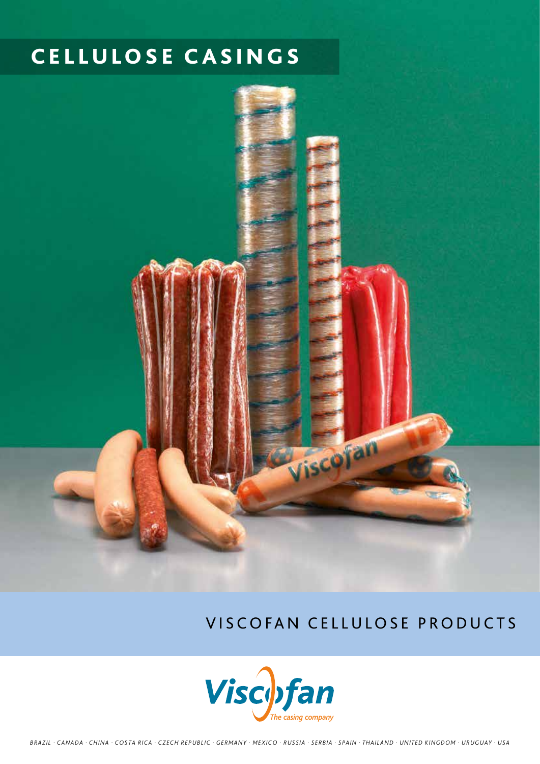# CELLULOSE CASINGS

## VISCOFAN CELLULOSE PRODUCTS

Viscofan
*The casing company*

*BRAZIL · CANADA · CHINA · COSTA RICA · CZECH REPUBLIC · GERMANY · MEXICO · RUSSIA · SERBIA · SPAIN · THAILAND · UNITED KINGDOM · URUGUAY · USA*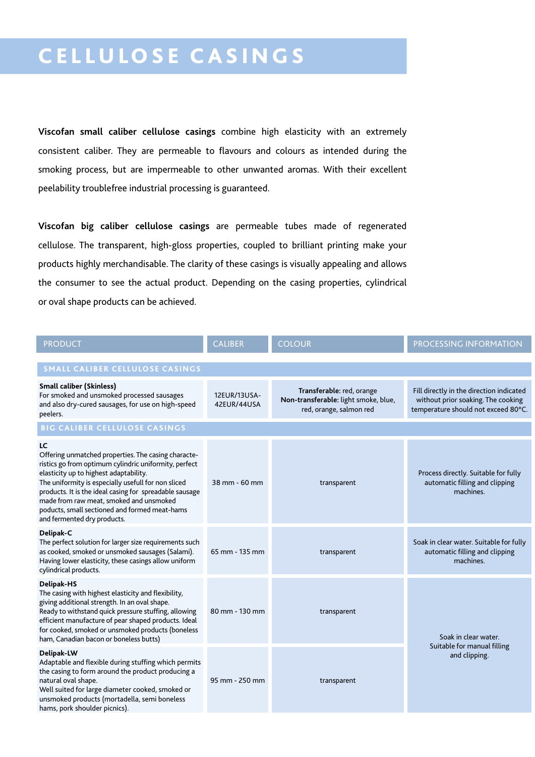# CELLULOSE CASINGS

**Viscofan small caliber cellulose casings** combine high elasticity with an extremely consistent caliber. They are permeable to flavours and colours as intended during the smoking process, but are impermeable to other unwanted aromas. With their excellent peelability troublefree industrial processing is guaranteed.

**Viscofan big caliber cellulose casings** are permeable tubes made of regenerated cellulose. The transparent, high-gloss properties, coupled to brilliant printing make your products highly merchandisable. The clarity of these casings is visually appealing and allows the consumer to see the actual product. Depending on the casing properties, cylindrical or oval shape products can be achieved.

| PRODUCT | CALIBER | COLOUR | PROCESSING INFORMATION |
|---|---|---|---|
| **SMALL CALIBER CELLULOSE CASINGS** | | | |
| **Small caliber (Skinless)**<br>For smoked and unsmoked processed sausages and also dry-cured sausages, for use on high-speed peelers. | 12EUR/13USA-42EUR/44USA | **Transferable:** red, orange<br>**Non-transferable:** light smoke, blue, red, orange, salmon red | Fill directly in the direction indicated without prior soaking. The cooking temperature should not exceed 80°C. |
| **BIG CALIBER CELLULOSE CASINGS** | | | |
| **LC**<br>Offering unmatched properties. The casing characteristics go from optimum cylindric uniformity, perfect elasticity up to highest adaptability.<br>The uniformity is especially usefull for non sliced products. It is the ideal casing for spreadable sausage made from raw meat, smoked and unsmoked poducts, small sectioned and formed meat-hams and fermented dry products. | 38 mm - 60 mm | transparent | Process directly. Suitable for fully automatic filling and clipping machines. |
| **Delipak-C**<br>The perfect solution for larger size requirements such as cooked, smoked or unsmoked sausages (Salami). Having lower elasticity, these casings allow uniform cylindrical products. | 65 mm - 135 mm | transparent | Soak in clear water. Suitable for fully automatic filling and clipping machines. |
| **Delipak-HS**<br>The casing with highest elasticity and flexibility, giving additional strength. In an oval shape.<br>Ready to withstand quick pressure stuffing, allowing efficient manufacture of pear shaped products. Ideal for cooked, smoked or unsmoked products (boneless ham, Canadian bacon or boneless butts) | 80 mm - 130 mm | transparent | Soak in clear water. Suitable for manual filling and clipping. |
| **Delipak-LW**<br>Adaptable and flexible during stuffing which permits the casing to form around the product producing a natural oval shape.<br>Well suited for large diameter cooked, smoked or unsmoked products (mortadella, semi boneless hams, pork shoulder picnics). | 95 mm - 250 mm | transparent | Soak in clear water. Suitable for manual filling and clipping. |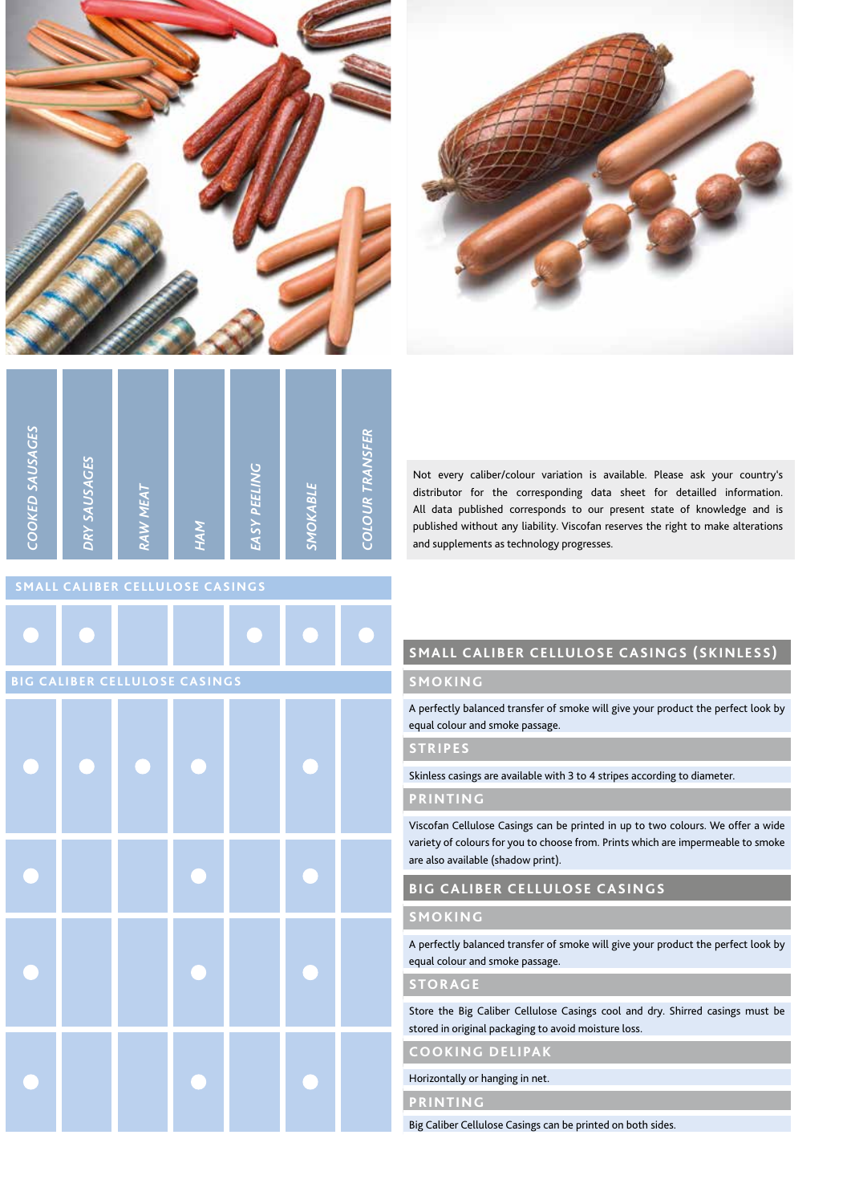| | COOKED SAUSAGES | DRY SAUSAGES | RAW MEAT | HAM | EASY PEELING | SMOKABLE | COLOUR TRANSFER |
|---|---|---|---|---|---|---|---|
| **SMALL CALIBER CELLULOSE CASINGS** | | | | | | | |
| | ● | ● | | | ● | ● | ● |
| **BIG CALIBER CELLULOSE CASINGS** | | | | | | | |
| | ● | ● | ● | ● | | ● | |
| | ● | | | ● | | ● | |
| | ● | | | ● | | ● | |
| | ● | | | ● | | ● | |

Not every caliber/colour variation is available. Please ask your country's distributor for the corresponding data sheet for detailled information. All data published corresponds to our present state of knowledge and is published without any liability. Viscofan reserves the right to make alterations and supplements as technology progresses.

## SMALL CALIBER CELLULOSE CASINGS (SKINLESS)

### SMOKING

A perfectly balanced transfer of smoke will give your product the perfect look by equal colour and smoke passage.

### STRIPES

Skinless casings are available with 3 to 4 stripes according to diameter.

### PRINTING

Viscofan Cellulose Casings can be printed in up to two colours. We offer a wide variety of colours for you to choose from. Prints which are impermeable to smoke are also available (shadow print).

## BIG CALIBER CELLULOSE CASINGS

### SMOKING

A perfectly balanced transfer of smoke will give your product the perfect look by equal colour and smoke passage.

### STORAGE

Store the Big Caliber Cellulose Casings cool and dry. Shirred casings must be stored in original packaging to avoid moisture loss.

### COOKING DELIPAK

Horizontally or hanging in net.

### PRINTING

Big Caliber Cellulose Casings can be printed on both sides.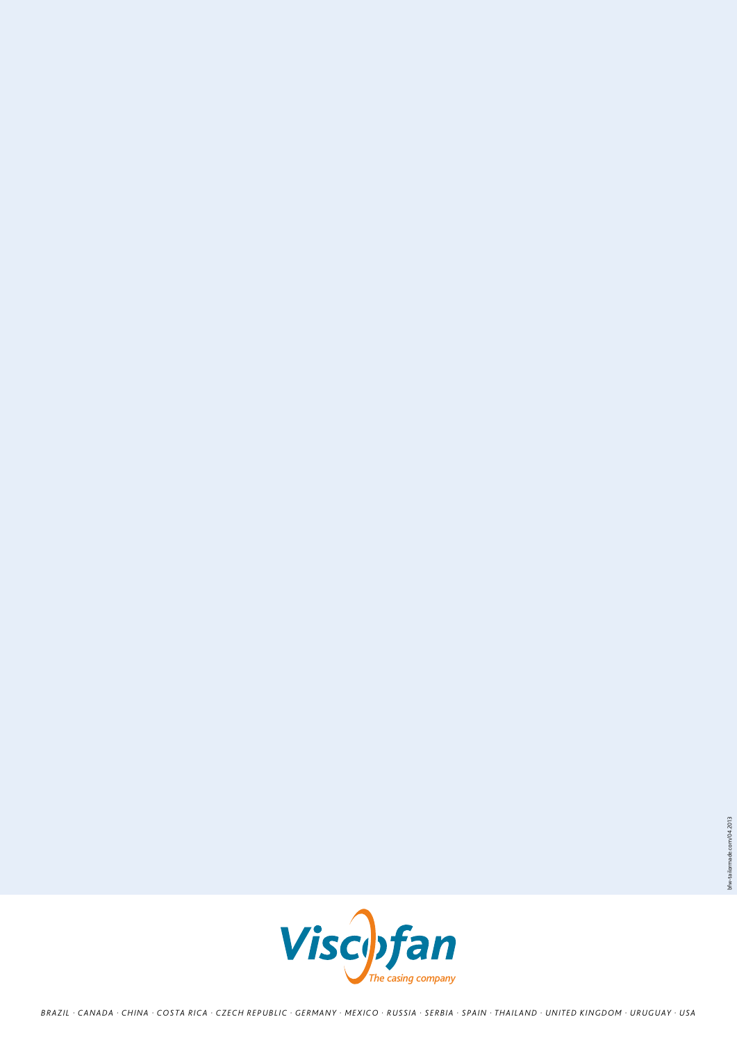Viscofan

The casing company

BRAZIL · CANADA · CHINA · COSTA RICA · CZECH REPUBLIC · GERMANY · MEXICO · RUSSIA · SERBIA · SPAIN · THAILAND · UNITED KINGDOM · URUGUAY · USA

bfw-tailormade.com/04.2013